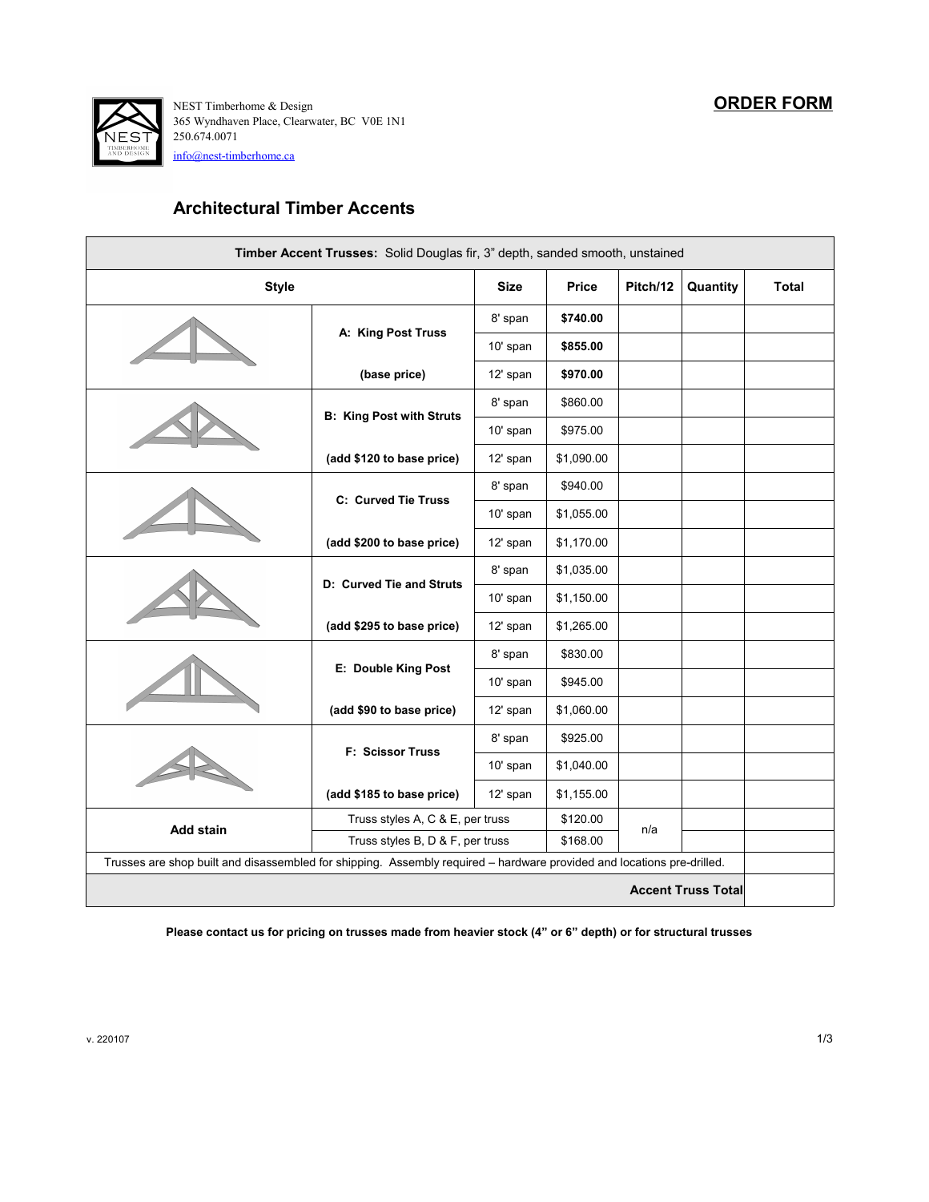NEST Timberhome & Design
365 Wyndhaven Place, Clearwater, BC V0E 1N1
250.674.0071
info@nest-timberhome.ca

**ORDER FORM**

## Architectual Timber Accents

| **Timber Accent Trusses:** Solid Douglas fir, 3" depth, sanded smooth, unstained | | | | | | |
|---|---|---|---|---|---|---|
| **Style** | | **Size** | **Price** | **Pitch/12** | **Quantity** | **Total** |
| | **A: King Post Truss** | 8' span | **$740.00** | | | |
| | | 10' span | **$855.00** | | | |
| | **(base price)** | 12' span | **$970.00** | | | |
| | **B: King Post with Struts** | 8' span | $860.00 | | | |
| | | 10' span | $975.00 | | | |
| | **(add $120 to base price)** | 12' span | $1,090.00 | | | |
| | **C: Curved Tie Truss** | 8' span | $940.00 | | | |
| | | 10' span | $1,055.00 | | | |
| | **(add $200 to base price)** | 12' span | $1,170.00 | | | |
| | **D: Curved Tie and Struts** | 8' span | $1,035.00 | | | |
| | | 10' span | $1,150.00 | | | |
| | **(add $295 to base price)** | 12' span | $1,265.00 | | | |
| | **E: Double King Post** | 8' span | $830.00 | | | |
| | | 10' span | $945.00 | | | |
| | **(add $90 to base price)** | 12' span | $1,060.00 | | | |
| | **F: Scissor Truss** | 8' span | $925.00 | | | |
| | | 10' span | $1,040.00 | | | |
| | **(add $185 to base price)** | 12' span | $1,155.00 | | | |
| **Add stain** | Truss styles A, C & E, per truss | | $120.00 | n/a | | |
| | Truss styles B, D & F, per truss | | $168.00 | | | |
| Trusses are shop built and disassembled for shipping. Assembly required – hardware provided and locations pre-drilled. | | | | | | |
| **Accent Truss Total** | | | | | | |

**Please contact us for pricing on trusses made from heavier stock (4" or 6" depth) or for structural trusses**

v. 220107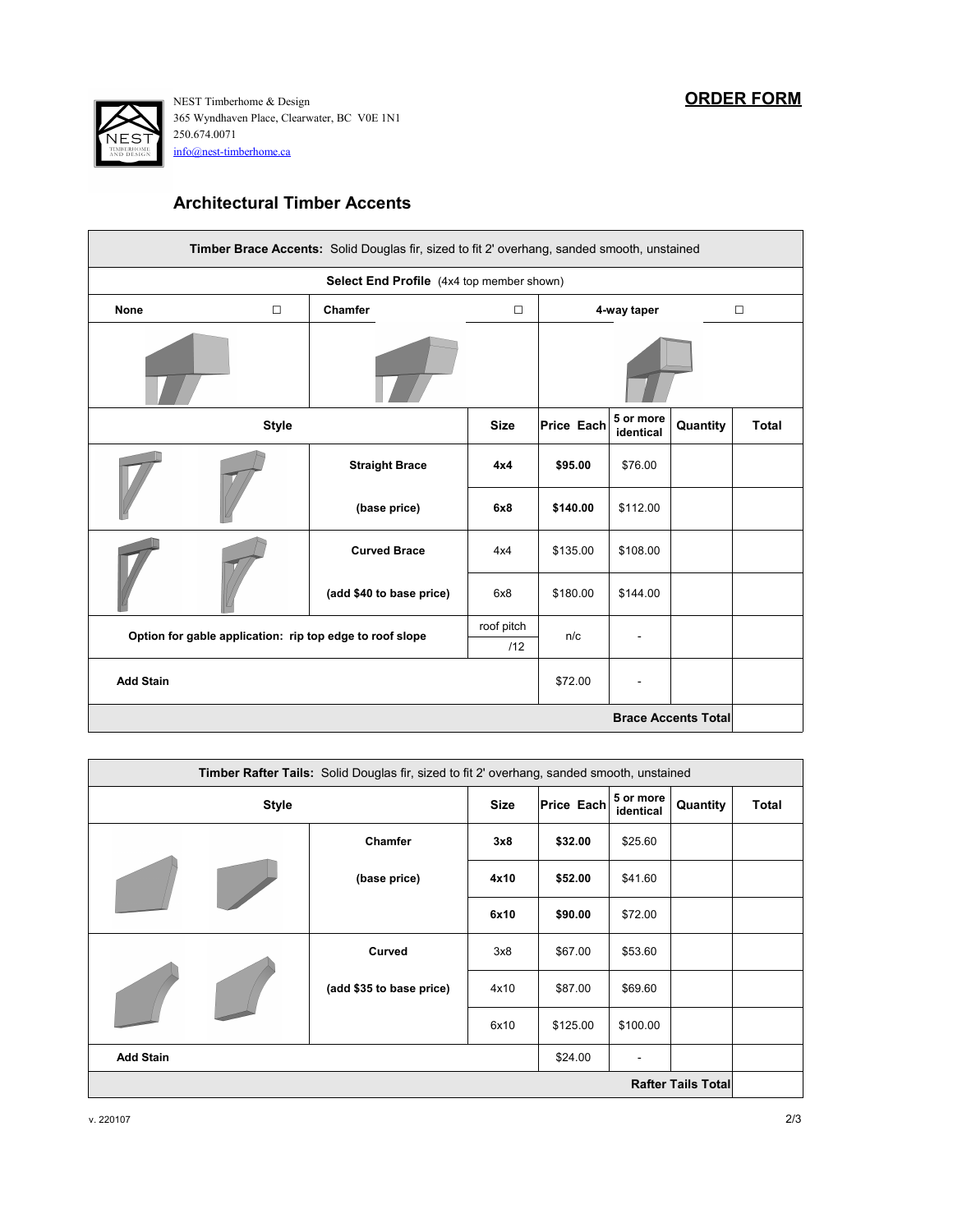**ORDER FORM**

NEST Timberhome & Design
365 Wyndhaven Place, Clearwater, BC V0E 1N1
250.674.0071
info@nest-timberhome.ca

## Architectural Timber Accents

| **Timber Brace Accents:** Solid Douglas fir, sized to fit 2' overhang, sanded smooth, unstained | | | | | | |
|---|---|---|---|---|---|---|
| **Select End Profile** (4x4 top member shown) | | | | | | |
| **None** ☐ | **Chamfer** ☐ | | **4-way taper** ☐ | | | |
| **Style** | | **Size** | **Price Each** | **5 or more identical** | **Quantity** | **Total** |
| | **Straight Brace** (base price) | **4x4** | **$95.00** | $76.00 | | |
| | | **6x8** | **$140.00** | $112.00 | | |
| | **Curved Brace** (add $40 to base price) | 4x4 | $135.00 | $108.00 | | |
| | | 6x8 | $180.00 | $144.00 | | |
| **Option for gable application: rip top edge to roof slope** | | roof pitch /12 | n/c | - | | |
| **Add Stain** | | | $72.00 | - | | |
| | | | | **Brace Accents Total** | | |

| **Timber Rafter Tails:** Solid Douglas fir, sized to fit 2' overhang, sanded smooth, unstained | | | | | | |
|---|---|---|---|---|---|---|
| **Style** | | **Size** | **Price Each** | **5 or more identical** | **Quantity** | **Total** |
| | **Chamfer** (base price) | **3x8** | **$32.00** | $25.60 | | |
| | | **4x10** | **$52.00** | $41.60 | | |
| | | **6x10** | **$90.00** | $72.00 | | |
| | **Curved** (add $35 to base price) | 3x8 | $67.00 | $53.60 | | |
| | | 4x10 | $87.00 | $69.60 | | |
| | | 6x10 | $125.00 | $100.00 | | |
| **Add Stain** | | | $24.00 | - | | |
| | | | | **Rafter Tails Total** | | |

v. 220107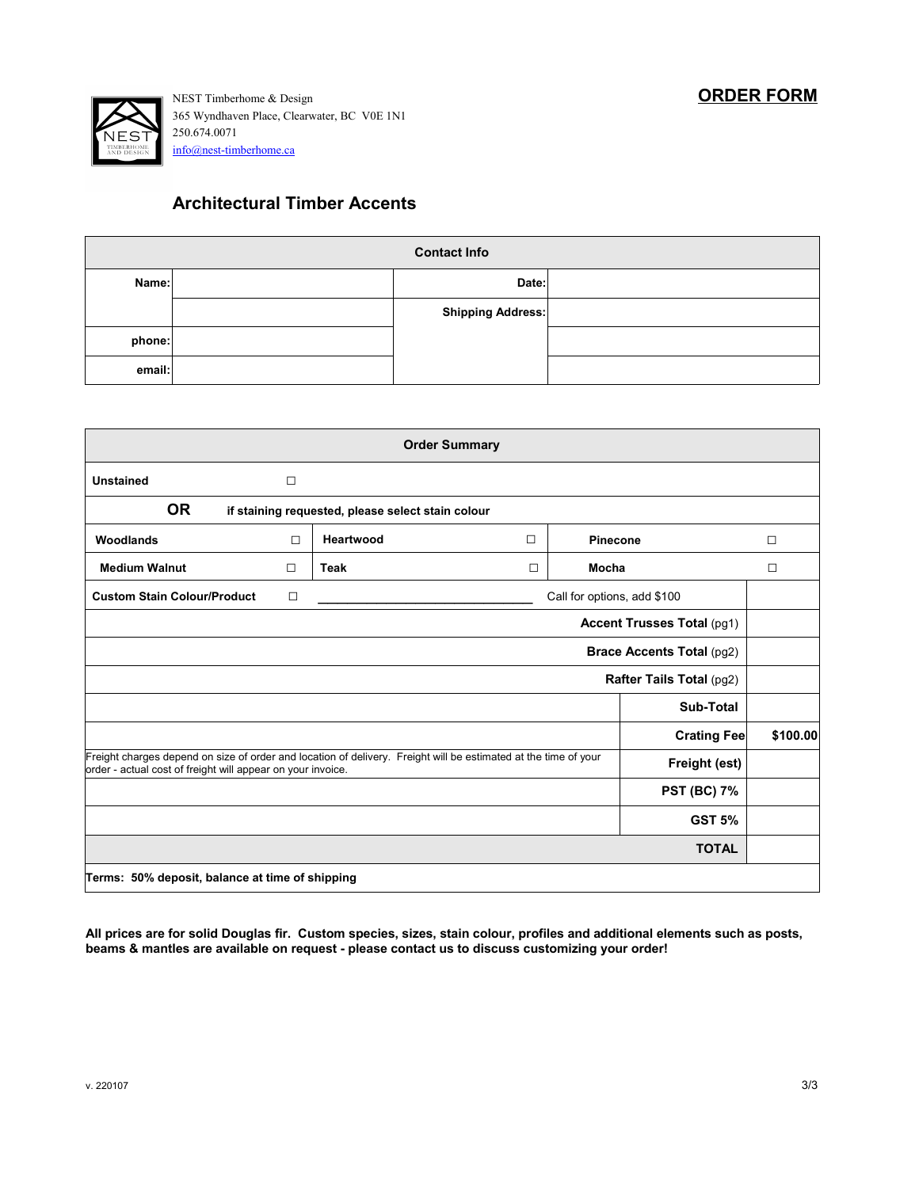NEST Timberhome & Design
365 Wyndhaven Place, Clearwater, BC V0E 1N1
250.674.0071
info@nest-timberhome.ca

**ORDER FORM**

## Architectural Timber Accents

| Contact Info | | | |
|---|---|---|---|
| **Name:** | | **Date:** | |
| | | **Shipping Address:** | |
| **phone:** | | | |
| **email:** | | | |

| Order Summary | | | | | |
|---|---|---|---|---|---|
| **Unstained** | ☐ | | | | |
| **OR** | **if staining requested, please select stain colour** | | | | |
| **Woodlands** | ☐ | **Heartwood** | ☐ | **Pinecone** | ☐ |
| **Medium Walnut** | ☐ | **Teak** | ☐ | **Mocha** | ☐ |
| **Custom Stain Colour/Product** | ☐ | ____________________ | | Call for options, add $100 | |
| | | | | **Accent Trusses Total** (pg1) | |
| | | | | **Brace Accents Total** (pg2) | |
| | | | | **Rafter Tails Total** (pg2) | |
| | | | | **Sub-Total** | |
| | | | | **Crating Fee** | **$100.00** |
| Freight charges depend on size of order and location of delivery. Freight will be estimated at the time of your order - actual cost of freight will appear on your invoice. | | | | **Freight (est)** | |
| | | | | **PST (BC) 7%** | |
| | | | | **GST 5%** | |
| | | | | **TOTAL** | |
| **Terms: 50% deposit, balance at time of shipping** | | | | | |

**All prices are for solid Douglas fir. Custom species, sizes, stain colour, profiles and additional elements such as posts, beams & mantles are available on request - please contact us to discuss customizing your order!**

v. 220107